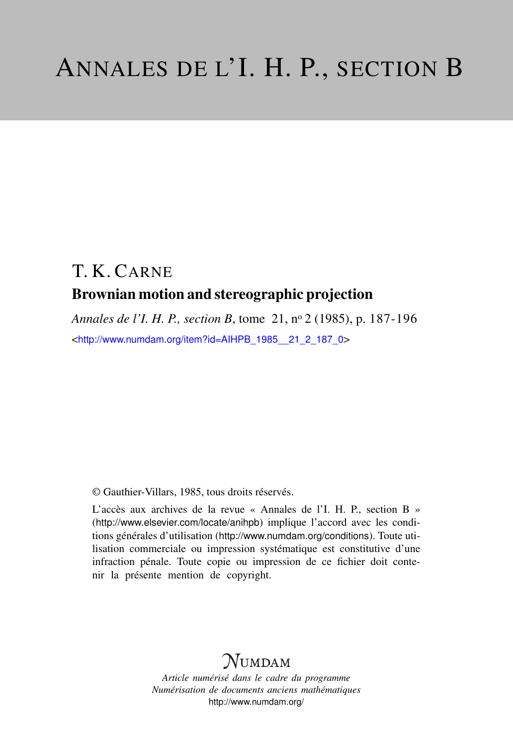# ANNALES DE L'I. H. P., SECTION B

## T. K. CARNE

### Brownian motion and stereographic projection

*Annales de l'I. H. P., section B*, tome 21, n° 2 (1985), p. 187-196

<http://www.numdam.org/item?id=AIHPB_1985__21_2_187_0>

© Gauthier-Villars, 1985, tous droits réservés.

L'accès aux archives de la revue « Annales de l'I. H. P., section B » (http://www.elsevier.com/locate/anihpb) implique l'accord avec les conditions générales d'utilisation (http://www.numdam.org/conditions). Toute utilisation commerciale ou impression systématique est constitutive d'une infraction pénale. Toute copie ou impression de ce fichier doit contenir la présente mention de copyright.

NUMDAM

*Article numérisé dans le cadre du programme*
*Numérisation de documents anciens mathématiques*
http://www.numdam.org/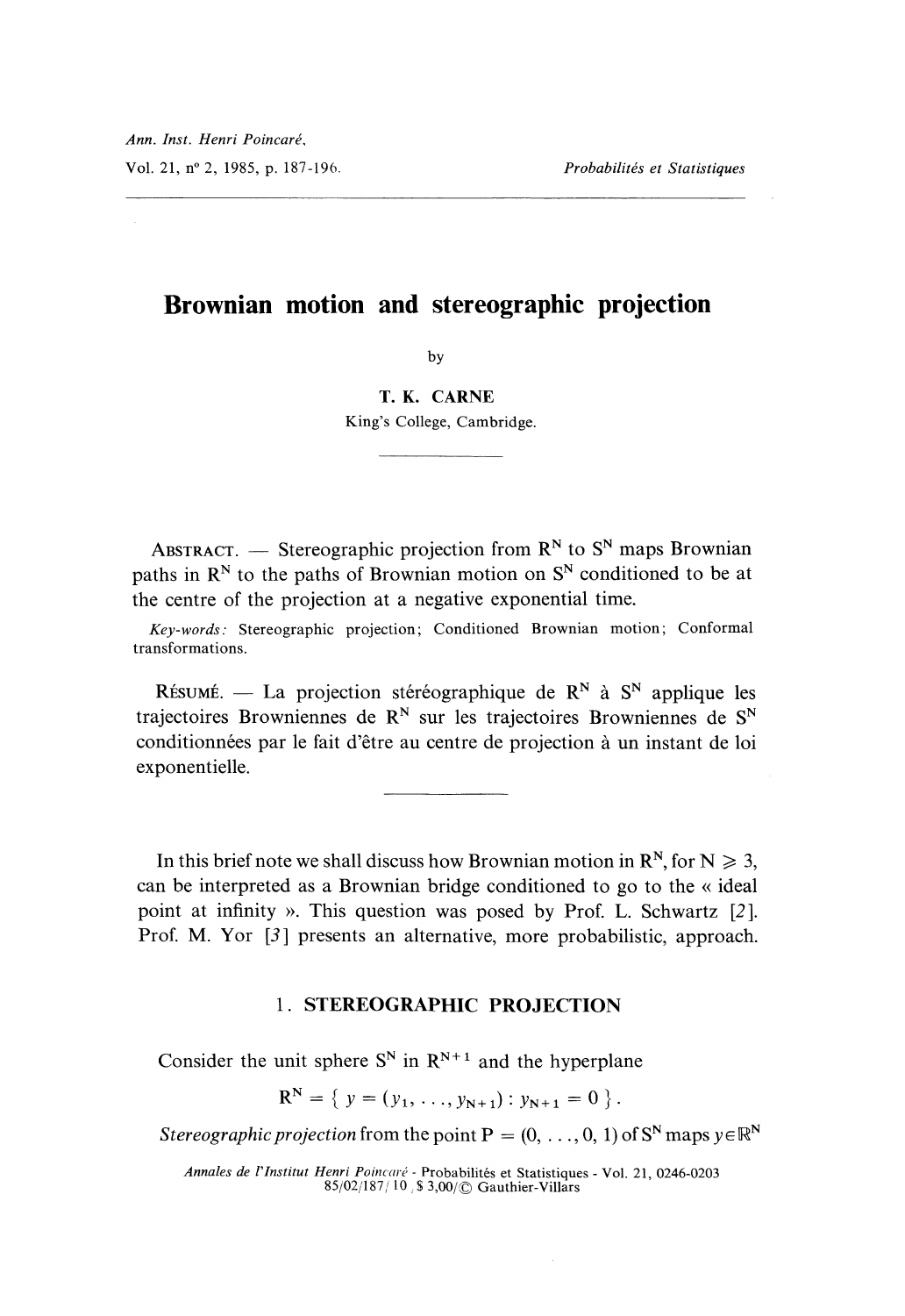**Brownian motion and stereographic projection**

by

T. K. CARNE

King's College, Cambridge.

ABSTRACT. — Stereographic projection from $\mathrm{R}^N$ to $\mathrm{S}^N$ maps Brownian paths in $\mathrm{R}^N$ to the paths of Brownian motion on $\mathrm{S}^N$ conditioned to be at the centre of the projection at a negative exponential time.

*Key-words:* Stereographic projection; Conditioned Brownian motion; Conformal transformations.

RÉSUMÉ. — La projection stéréographique de $\mathrm{R}^N$ à $\mathrm{S}^N$ applique les trajectoires Browniennes de $\mathrm{R}^N$ sur les trajectoires Browniennes de $\mathrm{S}^N$ conditionnées par le fait d'être au centre de projection à un instant de loi exponentielle.

In this brief note we shall discuss how Brownian motion in $\mathrm{R}^N$, for $\mathrm{N} \geqslant 3$, can be interpreted as a Brownian bridge conditioned to go to the « ideal point at infinity ». This question was posed by Prof. L. Schwartz [2]. Prof. M. Yor [3] presents an alternative, more probabilistic, approach.

## 1. STEREOGRAPHIC PROJECTION

Consider the unit sphere $\mathrm{S}^N$ in $\mathrm{R}^{N+1}$ and the hyperplane

$$\mathrm{R}^N = \{ y = (y_1, \ldots, y_{N+1}) : y_{N+1} = 0 \}.$$

*Stereographic projection* from the point $\mathrm{P} = (0, \ldots, 0, 1)$ of $\mathrm{S}^N$ maps $y \in \mathbb{R}^N$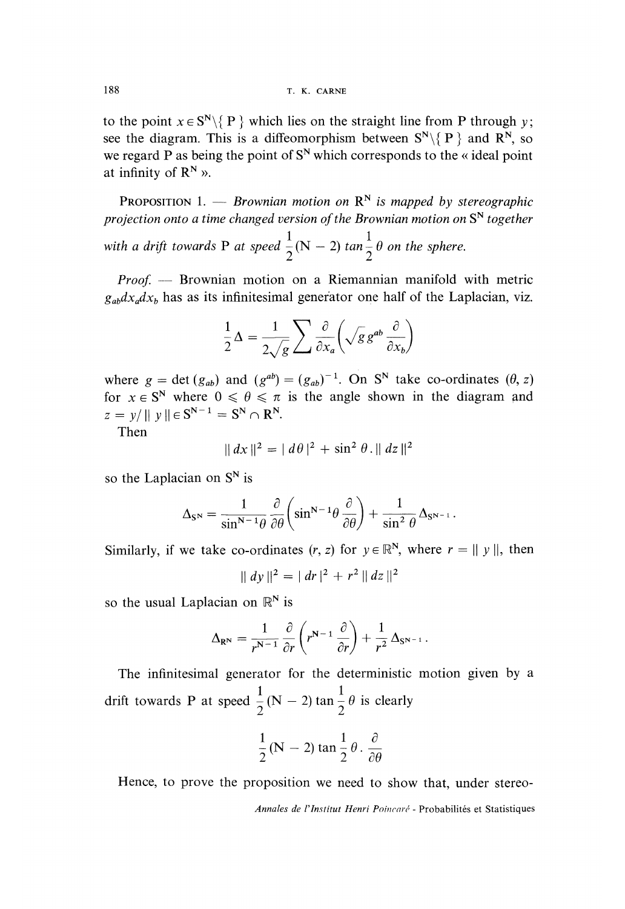to the point $x \in S^N \setminus \{ P \}$ which lies on the straight line from P through $y$; see the diagram. This is a diffeomorphism between $S^N \setminus \{ P \}$ and $R^N$, so we regard P as being the point of $S^N$ which corresponds to the « ideal point at infinity of $R^N$ ».

PROPOSITION 1. — *Brownian motion on $R^N$ is mapped by stereographic projection onto a time changed version of the Brownian motion on $S^N$ together with a drift towards P at speed $\frac{1}{2}(N-2) \tan \frac{1}{2}\theta$ on the sphere.*

*Proof.* — Brownian motion on a Riemannian manifold with metric $g_{ab}dx_a dx_b$ has as its infinitesimal generator one half of the Laplacian, viz.

$$\frac{1}{2}\Delta = \frac{1}{2\sqrt{g}} \sum \frac{\partial}{\partial x_a}\left(\sqrt{g}\, g^{ab} \frac{\partial}{\partial x_b}\right)$$

where $g = \det(g_{ab})$ and $(g^{ab}) = (g_{ab})^{-1}$. On $S^N$ take co-ordinates $(\theta, z)$ for $x \in S^N$ where $0 \leqslant \theta \leqslant \pi$ is the angle shown in the diagram and $z = y/\| y \| \in S^{N-1} = S^N \cap R^N$.

Then

$$\| dx \|^2 = | d\theta |^2 + \sin^2 \theta . \| dz \|^2$$

so the Laplacian on $S^N$ is

$$\Delta_{S^N} = \frac{1}{\sin^{N-1}\theta} \frac{\partial}{\partial \theta}\left(\sin^{N-1}\theta \frac{\partial}{\partial \theta}\right) + \frac{1}{\sin^2 \theta} \Delta_{S^{N-1}} .$$

Similarly, if we take co-ordinates $(r, z)$ for $y \in \mathbb{R}^N$, where $r = \| y \|$, then

$$\| dy \|^2 = | dr |^2 + r^2 \| dz \|^2$$

so the usual Laplacian on $\mathbb{R}^N$ is

$$\Delta_{\mathbb{R}^N} = \frac{1}{r^{N-1}} \frac{\partial}{\partial r}\left(r^{N-1} \frac{\partial}{\partial r}\right) + \frac{1}{r^2} \Delta_{S^{N-1}} .$$

The infinitesimal generator for the deterministic motion given by a drift towards P at speed $\frac{1}{2}(N-2) \tan \frac{1}{2}\theta$ is clearly

$$\frac{1}{2}(N-2) \tan \frac{1}{2}\theta . \frac{\partial}{\partial \theta}$$

Hence, to prove the proposition we need to show that, under stereo-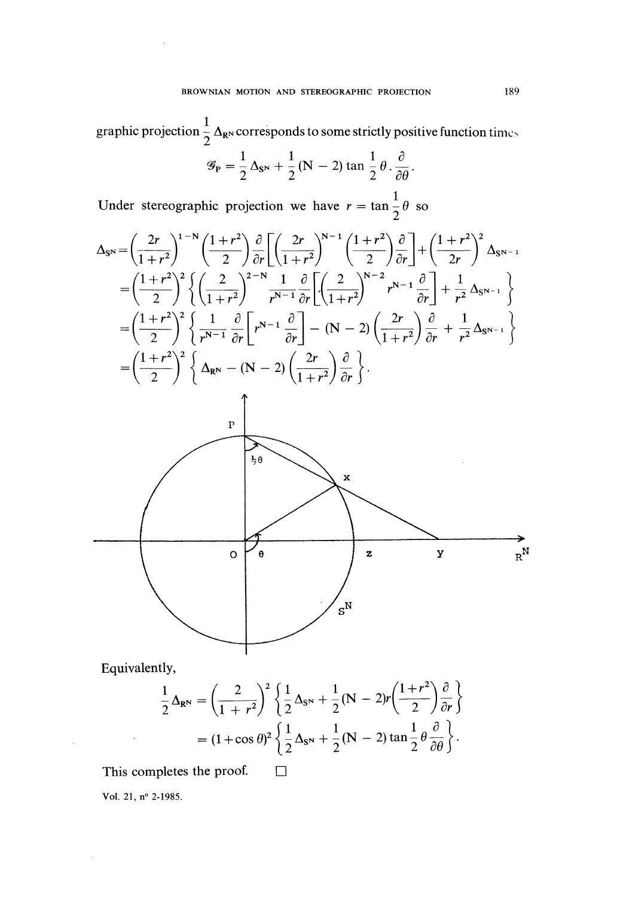graphic projection $\frac{1}{2}\Delta_{R^N}$ corresponds to some strictly positive function times

$$\mathcal{G}_P = \frac{1}{2}\Delta_{S^N} + \frac{1}{2}(N-2)\tan\frac{1}{2}\theta.\frac{\partial}{\partial\theta}.$$

Under stereographic projection we have $r = \tan\frac{1}{2}\theta$ so

$$\begin{aligned}
\Delta_{S^N} &= \left(\frac{2r}{1+r^2}\right)^{1-N}\left(\frac{1+r^2}{2}\right)\frac{\partial}{\partial r}\left[\left(\frac{2r}{1+r^2}\right)^{N-1}\left(\frac{1+r^2}{2}\right)\frac{\partial}{\partial r}\right] + \left(\frac{1+r^2}{2r}\right)^2 \Delta_{S^{N-1}} \\
&= \left(\frac{1+r^2}{2}\right)^2\left\{\left(\frac{2}{1+r^2}\right)^{2-N}\frac{1}{r^{N-1}}\frac{\partial}{\partial r}\left[\left(\frac{2}{1+r^2}\right)^{N-2} r^{N-1}\frac{\partial}{\partial r}\right] + \frac{1}{r^2}\Delta_{S^{N-1}}\right\} \\
&= \left(\frac{1+r^2}{2}\right)^2\left\{\frac{1}{r^{N-1}}\frac{\partial}{\partial r}\left[r^{N-1}\frac{\partial}{\partial r}\right] - (N-2)\left(\frac{2r}{1+r^2}\right)\frac{\partial}{\partial r} + \frac{1}{r^2}\Delta_{S^{N-1}}\right\} \\
&= \left(\frac{1+r^2}{2}\right)^2\left\{\Delta_{R^N} - (N-2)\left(\frac{2r}{1+r^2}\right)\frac{\partial}{\partial r}\right\}.
\end{aligned}$$

Equivalently,

$$\begin{aligned}
\frac{1}{2}\Delta_{R^N} &= \left(\frac{2}{1+r^2}\right)^2\left\{\frac{1}{2}\Delta_{S^N} + \frac{1}{2}(N-2)r\left(\frac{1+r^2}{2}\right)\frac{\partial}{\partial r}\right\} \\
&= (1+\cos\theta)^2\left\{\frac{1}{2}\Delta_{S^N} + \frac{1}{2}(N-2)\tan\frac{1}{2}\theta\frac{\partial}{\partial\theta}\right\}.
\end{aligned}$$

This completes the proof. □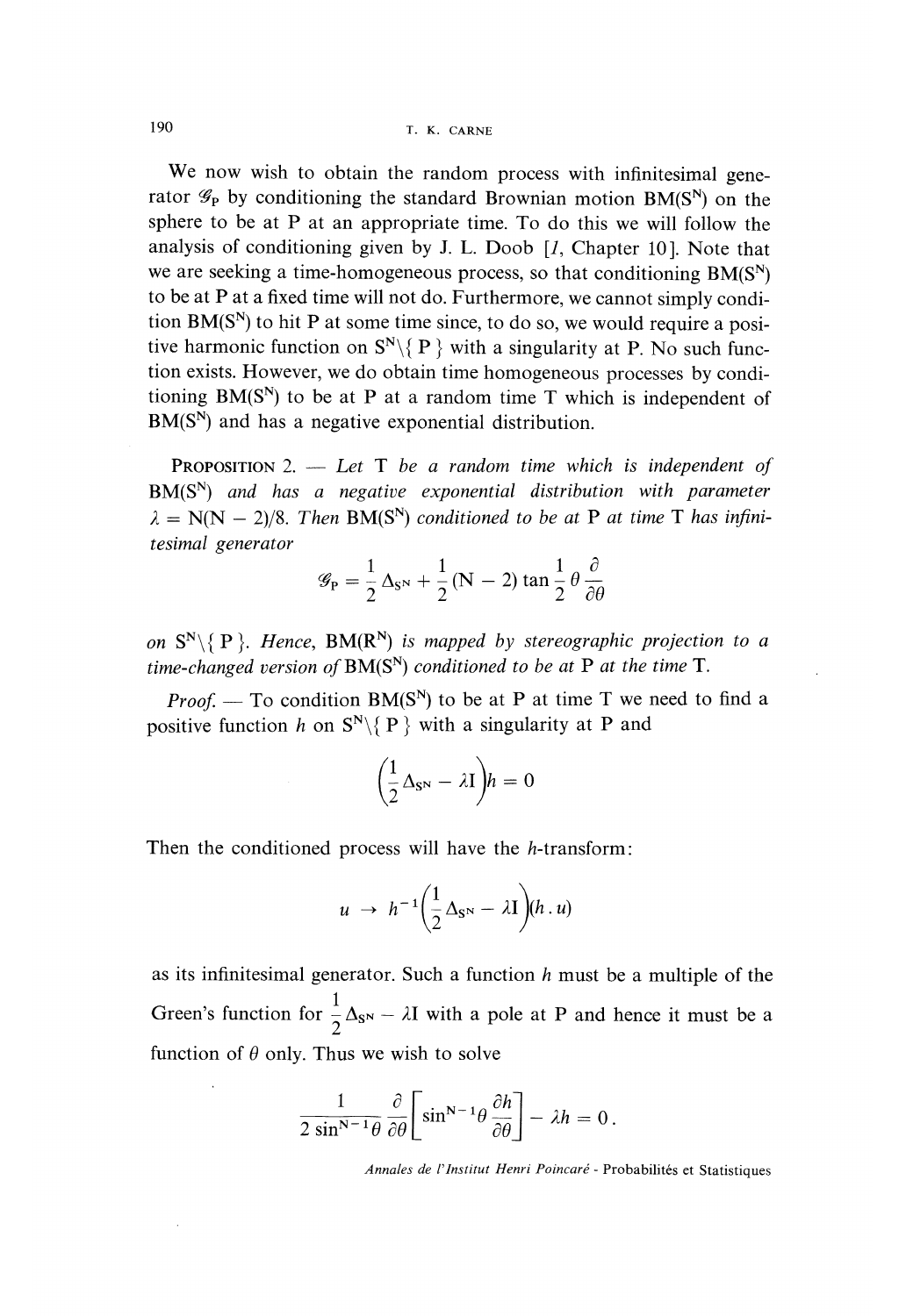We now wish to obtain the random process with infinitesimal generator $\mathscr{G}_P$ by conditioning the standard Brownian motion $BM(S^N)$ on the sphere to be at P at an appropriate time. To do this we will follow the analysis of conditioning given by J. L. Doob [1, Chapter 10]. Note that we are seeking a time-homogeneous process, so that conditioning $BM(S^N)$ to be at P at a fixed time will not do. Furthermore, we cannot simply condition $BM(S^N)$ to hit P at some time since, to do so, we would require a positive harmonic function on $S^N \setminus \{ P \}$ with a singularity at P. No such function exists. However, we do obtain time homogeneous processes by conditioning $BM(S^N)$ to be at P at a random time T which is independent of $BM(S^N)$ and has a negative exponential distribution.

PROPOSITION 2. — *Let T be a random time which is independent of $BM(S^N)$ and has a negative exponential distribution with parameter $\lambda = N(N-2)/8$. Then $BM(S^N)$ conditioned to be at P at time T has infinitesimal generator*

$$\mathscr{G}_P = \frac{1}{2}\Delta_{S^N} + \frac{1}{2}(N-2)\tan\frac{1}{2}\theta\frac{\partial}{\partial\theta}$$

*on $S^N \setminus \{ P \}$. Hence, $BM(R^N)$ is mapped by stereographic projection to a time-changed version of $BM(S^N)$ conditioned to be at P at the time T.*

*Proof.* — To condition $BM(S^N)$ to be at P at time T we need to find a positive function $h$ on $S^N \setminus \{ P \}$ with a singularity at P and

$$\left(\frac{1}{2}\Delta_{S^N} - \lambda I\right)h = 0$$

Then the conditioned process will have the $h$-transform:

$$u \to h^{-1}\left(\frac{1}{2}\Delta_{S^N} - \lambda I\right)(h.u)$$

as its infinitesimal generator. Such a function $h$ must be a multiple of the Green's function for $\frac{1}{2}\Delta_{S^N} - \lambda I$ with a pole at P and hence it must be a function of $\theta$ only. Thus we wish to solve

$$\frac{1}{2\sin^{N-1}\theta}\frac{\partial}{\partial\theta}\left[\sin^{N-1}\theta\frac{\partial h}{\partial\theta}\right] - \lambda h = 0.$$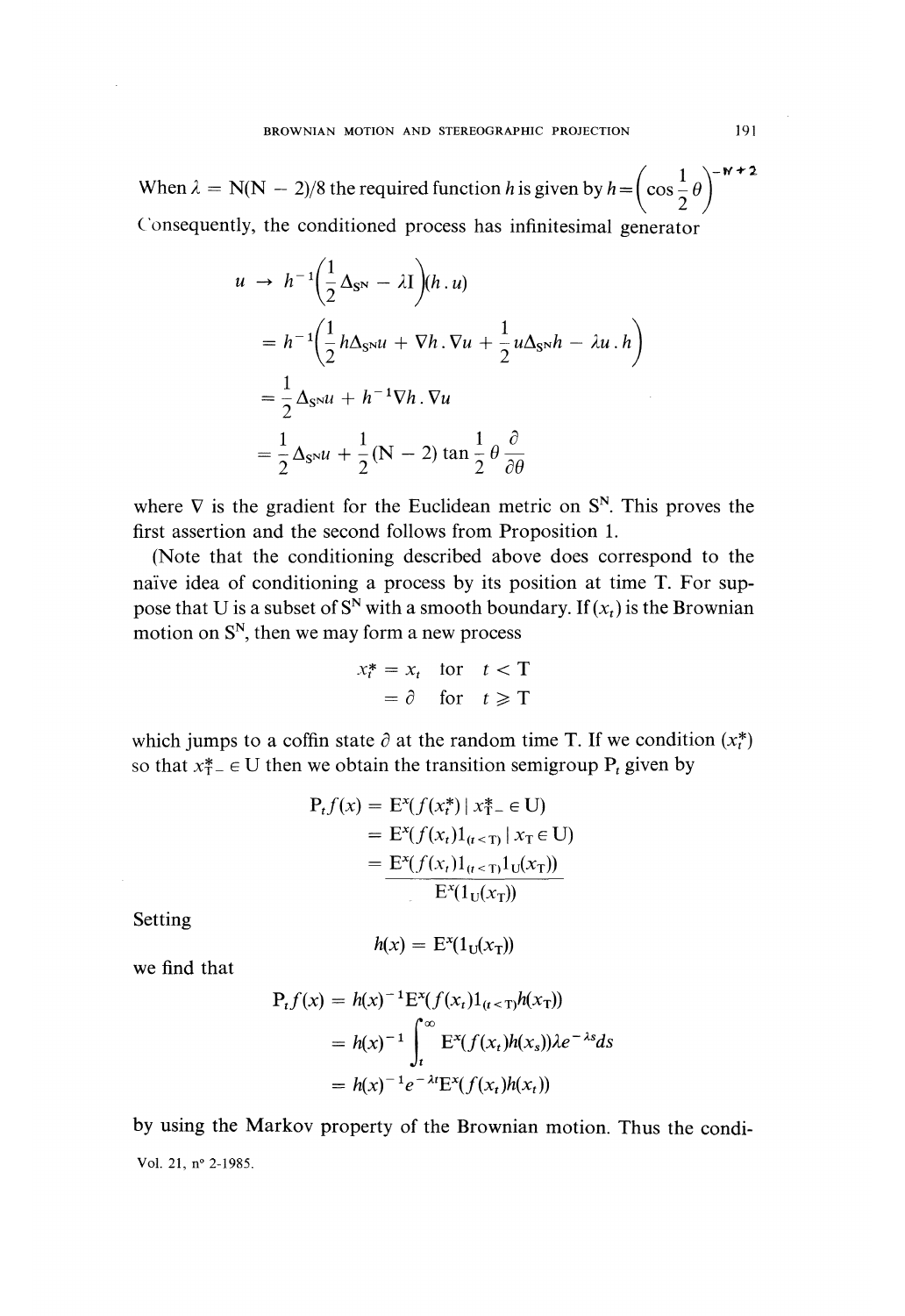When $\lambda = N(N-2)/8$ the required function $h$ is given by $h = \left(\cos \frac{1}{2}\theta\right)^{-N+2}$

Consequently, the conditioned process has infinitesimal generator

$$
\begin{aligned}
u \to\ & h^{-1}\left(\frac{1}{2}\Delta_{S^N} - \lambda I\right)(h.u) \\
&= h^{-1}\left(\frac{1}{2}h\Delta_{S^N}u + \nabla h.\nabla u + \frac{1}{2}u\Delta_{S^N}h - \lambda u.h\right) \\
&= \frac{1}{2}\Delta_{S^N}u + h^{-1}\nabla h.\nabla u \\
&= \frac{1}{2}\Delta_{S^N}u + \frac{1}{2}(N-2)\tan\frac{1}{2}\theta\frac{\partial}{\partial\theta}
\end{aligned}
$$

where $\nabla$ is the gradient for the Euclidean metric on $S^N$. This proves the first assertion and the second follows from Proposition 1.

(Note that the conditioning described above does correspond to the naïve idea of conditioning a process by its position at time T. For suppose that U is a subset of $S^N$ with a smooth boundary. If $(x_t)$ is the Brownian motion on $S^N$, then we may form a new process

$$
\begin{aligned}
x_t^* &= x_t \quad \text{for} \quad t < T \\
&= \partial \quad \text{for} \quad t \geqslant T
\end{aligned}
$$

which jumps to a coffin state $\partial$ at the random time T. If we condition $(x_t^*)$ so that $x_{T-}^* \in U$ then we obtain the transition semigroup $P_t$ given by

$$
\begin{aligned}
P_t f(x) &= E^x(f(x_t^*) \mid x_{T-}^* \in U) \\
&= E^x(f(x_t)1_{(t<T)} \mid x_T \in U) \\
&= \frac{E^x(f(x_t)1_{(t<T)}1_U(x_T))}{E^x(1_U(x_T))}
\end{aligned}
$$

Setting

$$h(x) = E^x(1_U(x_T))$$

we find that

$$
\begin{aligned}
P_t f(x) &= h(x)^{-1}E^x(f(x_t)1_{(t<T)}h(x_T)) \\
&= h(x)^{-1}\int_t^\infty E^x(f(x_t)h(x_s))\lambda e^{-\lambda s}ds \\
&= h(x)^{-1}e^{-\lambda t}E^x(f(x_t)h(x_t))
\end{aligned}
$$

by using the Markov property of the Brownian motion. Thus the condi-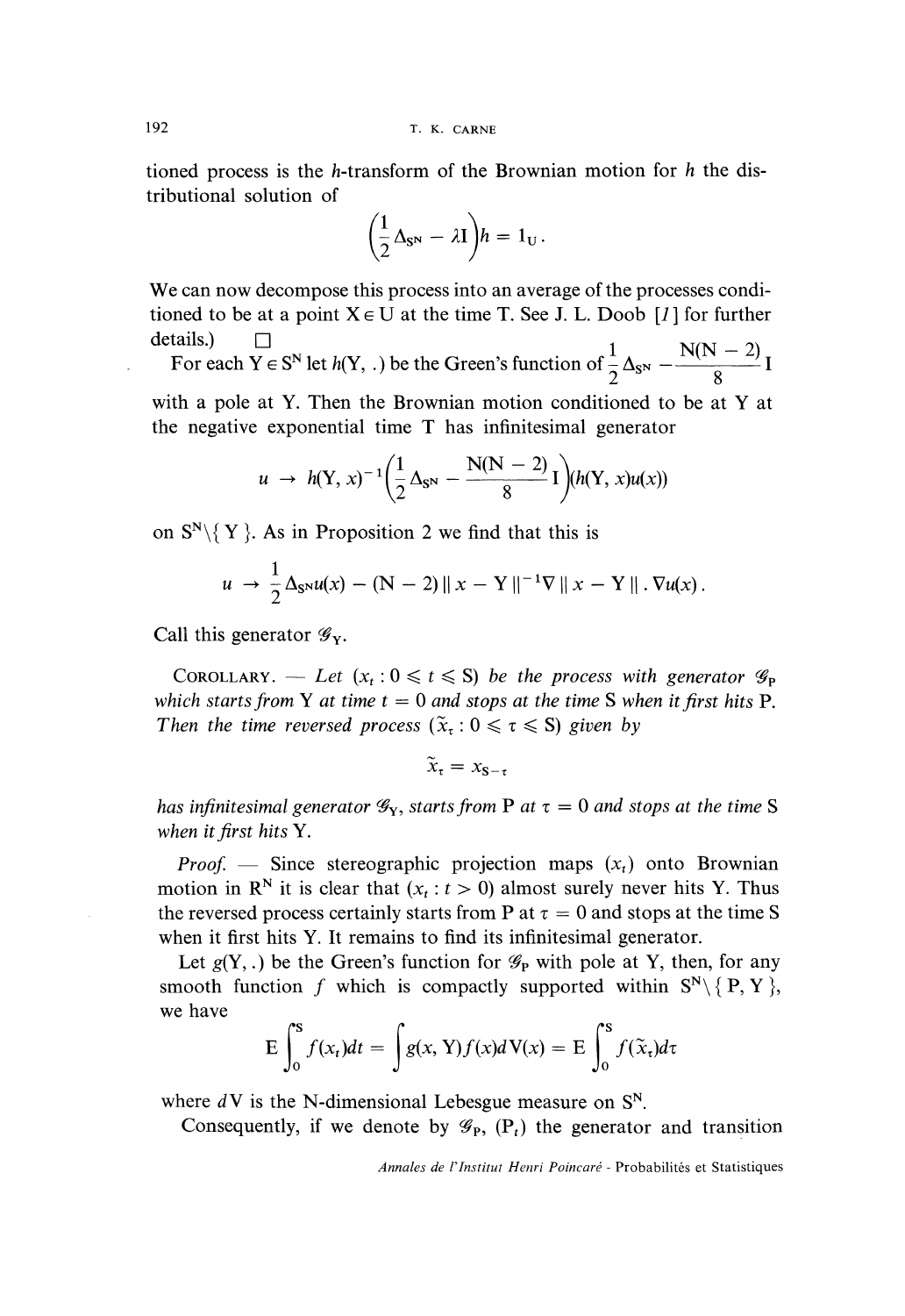tioned process is the $h$-transform of the Brownian motion for $h$ the distributional solution of

$$\left(\frac{1}{2}\Delta_{S^N} - \lambda I\right)h = 1_U .$$

We can now decompose this process into an average of the processes conditioned to be at a point $X \in U$ at the time T. See J. L. Doob [1] for further details.) $\square$

For each $Y \in S^N$ let $h(Y, .)$ be the Green's function of $\frac{1}{2}\Delta_{S^N} - \frac{N(N-2)}{8} I$ with a pole at Y. Then the Brownian motion conditioned to be at Y at the negative exponential time T has infinitesimal generator

$$u \to h(Y, x)^{-1}\left(\frac{1}{2}\Delta_{S^N} - \frac{N(N-2)}{8} I\right)(h(Y, x)u(x))$$

on $S^N \setminus \{ Y \}$. As in Proposition 2 we find that this is

$$u \to \frac{1}{2}\Delta_{S^N}u(x) - (N-2)\| x - Y \|^{-1}\nabla \| x - Y \| . \nabla u(x) .$$

Call this generator $\mathcal{G}_Y$.

COROLLARY. — *Let $(x_t : 0 \leqslant t \leqslant S)$ be the process with generator $\mathcal{G}_P$ which starts from Y at time $t = 0$ and stops at the time S when it first hits P. Then the time reversed process $(\tilde{x}_\tau : 0 \leqslant \tau \leqslant S)$ given by*

$$\tilde{x}_\tau = x_{S-\tau}$$

*has infinitesimal generator $\mathcal{G}_Y$, starts from P at $\tau = 0$ and stops at the time S when it first hits Y.*

*Proof.* — Since stereographic projection maps $(x_t)$ onto Brownian motion in $R^N$ it is clear that $(x_t : t > 0)$ almost surely never hits Y. Thus the reversed process certainly starts from P at $\tau = 0$ and stops at the time S when it first hits Y. It remains to find its infinitesimal generator.

Let $g(Y, .)$ be the Green's function for $\mathcal{G}_P$ with pole at Y, then, for any smooth function $f$ which is compactly supported within $S^N \setminus \{ P, Y \}$, we have

$$E \int_0^S f(x_t)dt = \int g(x, Y)f(x)dV(x) = E \int_0^S f(\tilde{x}_\tau)d\tau$$

where $dV$ is the N-dimensional Lebesgue measure on $S^N$.

Consequently, if we denote by $\mathcal{G}_P$, $(P_t)$ the generator and transition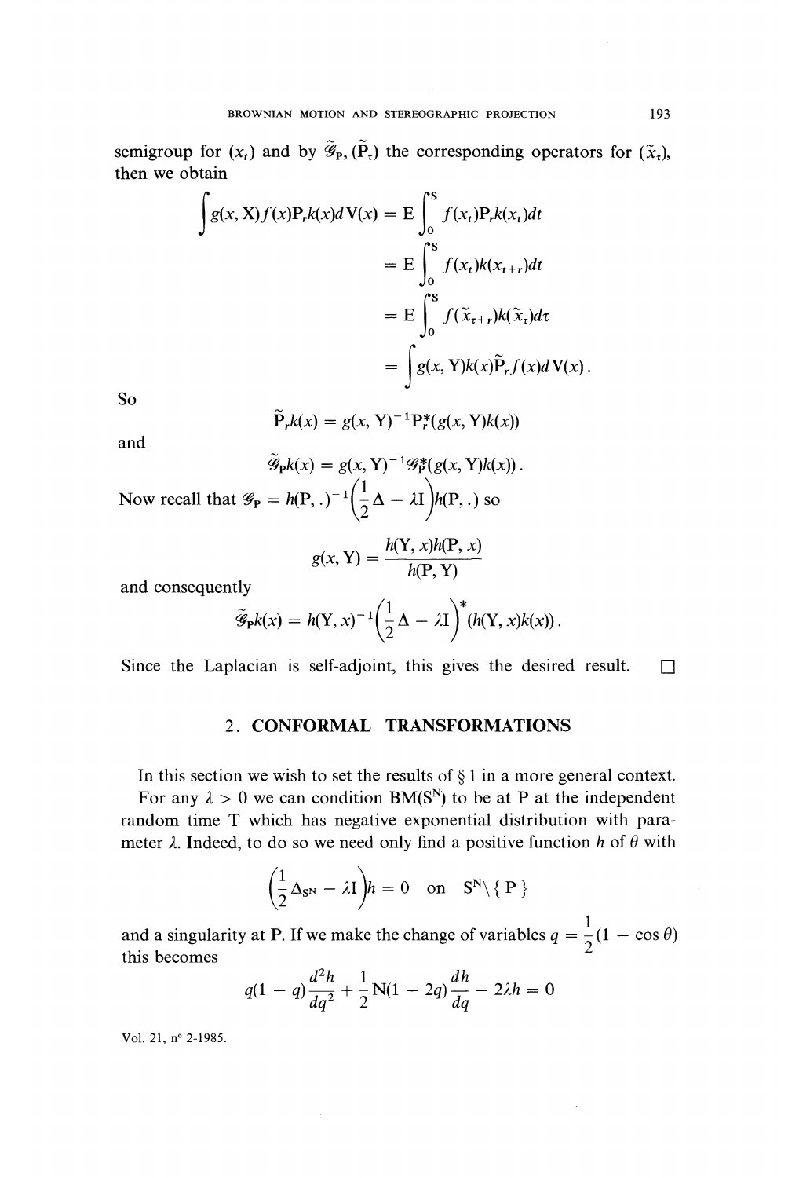semigroup for $(x_t)$ and by $\tilde{\mathscr{G}}_P$, $(\tilde{P}_\tau)$ the corresponding operators for $(\tilde{x}_\tau)$, then we obtain

$$\begin{aligned}
\int g(x, X) f(x) P_r k(x) dV(x) &= E \int_0^S f(x_t) P_r k(x_t) dt \\
&= E \int_0^S f(x_t) k(x_{t+r}) dt \\
&= E \int_0^S f(\tilde{x}_{\tau+r}) k(\tilde{x}_\tau) d\tau \\
&= \int g(x, Y) k(x) \tilde{P}_r f(x) dV(x).
\end{aligned}$$

So

$$\tilde{P}_r k(x) = g(x, Y)^{-1} P_r^*(g(x, Y) k(x))$$

and

$$\tilde{\mathscr{G}}_P k(x) = g(x, Y)^{-1} \mathscr{G}_P^*(g(x, Y) k(x)).$$

Now recall that $\mathscr{G}_P = h(P, .)^{-1}\left(\frac{1}{2}\Delta - \lambda I\right) h(P, .)$ so

$$g(x, Y) = \frac{h(Y, x) h(P, x)}{h(P, Y)}$$

and consequently

$$\tilde{\mathscr{G}}_P k(x) = h(Y, x)^{-1}\left(\frac{1}{2}\Delta - \lambda I\right)^* (h(Y, x) k(x)).$$

Since the Laplacian is self-adjoint, this gives the desired result. □

## 2. CONFORMAL TRANSFORMATIONS

In this section we wish to set the results of § 1 in a more general context.

For any $\lambda > 0$ we can condition BM($S^N$) to be at P at the independent random time T which has negative exponential distribution with parameter $\lambda$. Indeed, to do so we need only find a positive function $h$ of $\theta$ with

$$\left(\frac{1}{2}\Delta_{S^N} - \lambda I\right) h = 0 \quad \text{on} \quad S^N \setminus \{ P \}$$

and a singularity at P. If we make the change of variables $q = \frac{1}{2}(1 - \cos \theta)$ this becomes

$$q(1 - q)\frac{d^2 h}{dq^2} + \frac{1}{2} N(1 - 2q)\frac{dh}{dq} - 2\lambda h = 0$$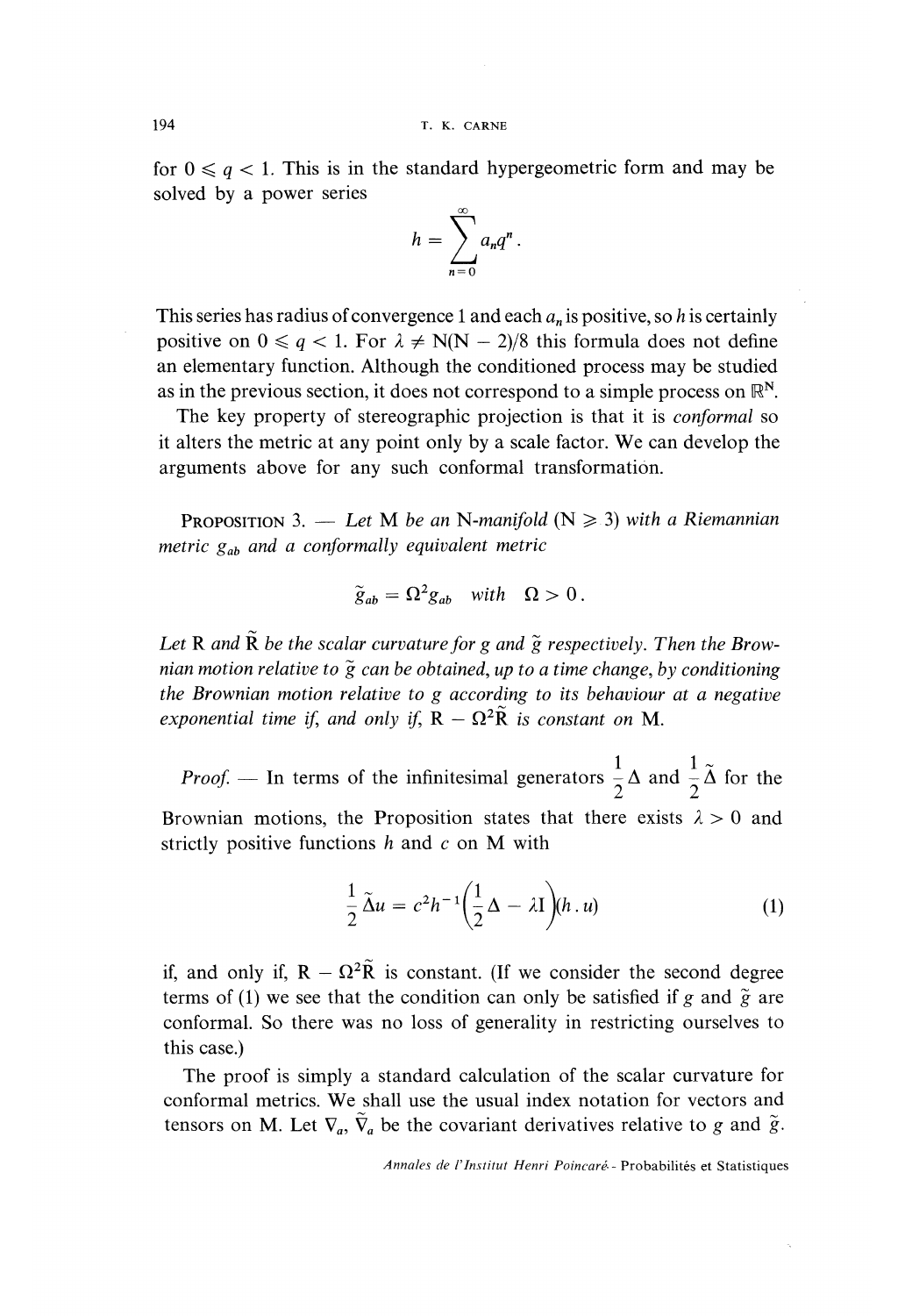for $0 \leqslant q < 1$. This is in the standard hypergeometric form and may be solved by a power series

$$h = \sum_{n=0}^{\infty} a_n q^n .$$

This series has radius of convergence 1 and each $a_n$ is positive, so $h$ is certainly positive on $0 \leqslant q < 1$. For $\lambda \neq N(N-2)/8$ this formula does not define an elementary function. Although the conditioned process may be studied as in the previous section, it does not correspond to a simple process on $\mathbb{R}^N$.

The key property of stereographic projection is that it is *conformal* so it alters the metric at any point only by a scale factor. We can develop the arguments above for any such conformal transformation.

PROPOSITION 3. — *Let* M *be an* N*-manifold* (N $\geqslant$ 3) *with a Riemannian metric* $g_{ab}$ *and a conformally equivalent metric*

$$\tilde{g}_{ab} = \Omega^2 g_{ab} \quad \textit{with} \quad \Omega > 0 .$$

*Let* R *and* $\tilde{\mathrm{R}}$ *be the scalar curvature for* $g$ *and* $\tilde{g}$ *respectively. Then the Brownian motion relative to* $\tilde{g}$ *can be obtained, up to a time change, by conditioning the Brownian motion relative to* $g$ *according to its behaviour at a negative exponential time if, and only if,* $\mathrm{R} - \Omega^2\tilde{\mathrm{R}}$ *is constant on* M.

*Proof.* — In terms of the infinitesimal generators $\frac{1}{2}\Delta$ and $\frac{1}{2}\tilde{\Delta}$ for the Brownian motions, the Proposition states that there exists $\lambda > 0$ and strictly positive functions $h$ and $c$ on M with

$$\frac{1}{2}\tilde{\Delta}u = c^2 h^{-1}\left(\frac{1}{2}\Delta - \lambda \mathrm{I}\right)(h\,.\,u) \tag{1}$$

if, and only if, $\mathrm{R} - \Omega^2\tilde{\mathrm{R}}$ is constant. (If we consider the second degree terms of (1) we see that the condition can only be satisfied if $g$ and $\tilde{g}$ are conformal. So there was no loss of generality in restricting ourselves to this case.)

The proof is simply a standard calculation of the scalar curvature for conformal metrics. We shall use the usual index notation for vectors and tensors on M. Let $\nabla_a$, $\tilde{\nabla}_a$ be the covariant derivatives relative to $g$ and $\tilde{g}$.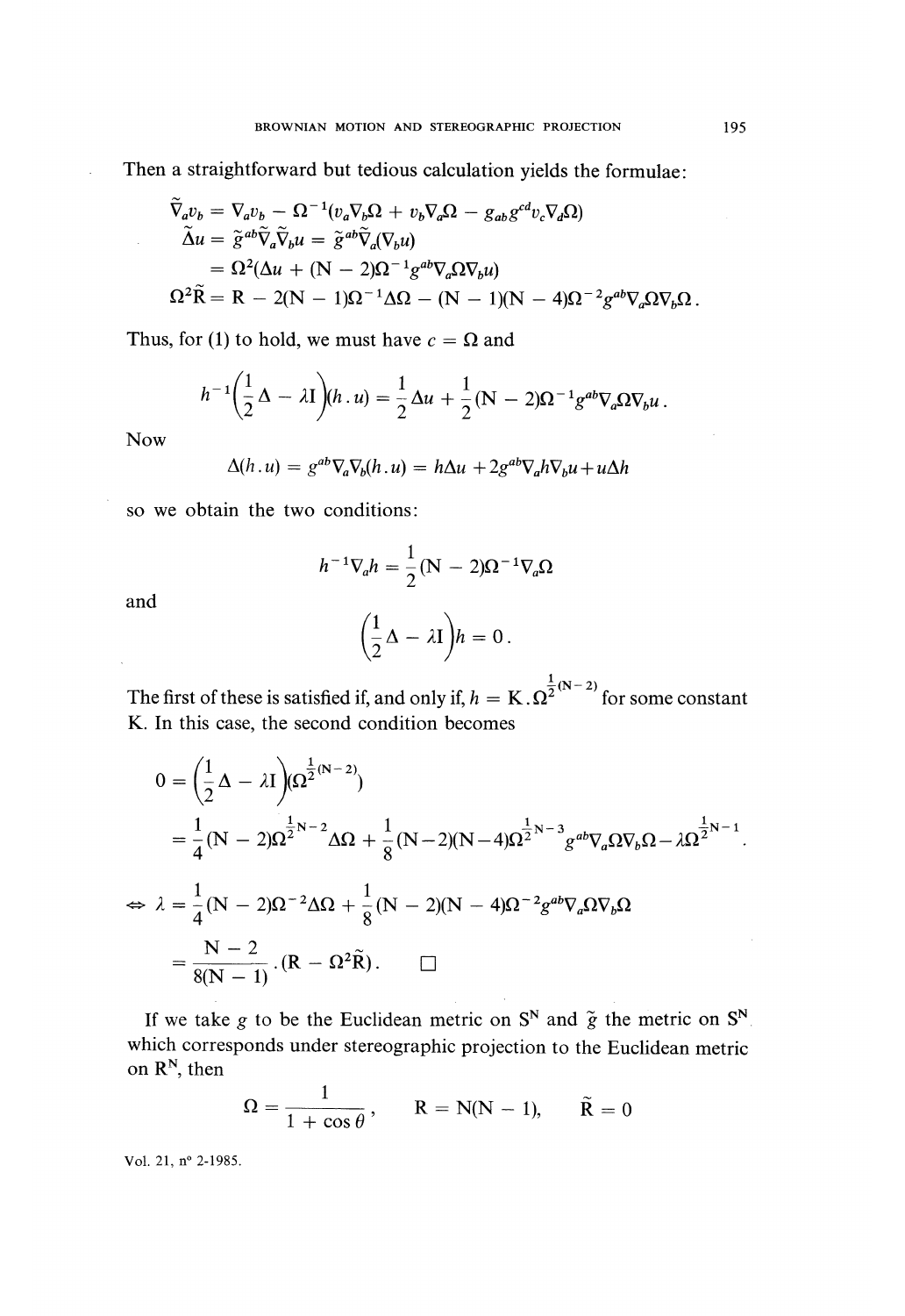Then a straightforward but tedious calculation yields the formulae:

$$\tilde{\nabla}_a v_b = \nabla_a v_b - \Omega^{-1}(v_a \nabla_b \Omega + v_b \nabla_a \Omega - g_{ab} g^{cd} v_c \nabla_d \Omega)$$

$$\tilde{\Delta} u = \tilde{g}^{ab} \tilde{\nabla}_a \tilde{\nabla}_b u = \tilde{g}^{ab} \tilde{\nabla}_a (\nabla_b u)$$

$$= \Omega^2 (\Delta u + (\mathrm{N} - 2)\Omega^{-1} g^{ab} \nabla_a \Omega \nabla_b u)$$

$$\Omega^2 \tilde{\mathrm{R}} = \mathrm{R} - 2(\mathrm{N} - 1)\Omega^{-1} \Delta \Omega - (\mathrm{N} - 1)(\mathrm{N} - 4)\Omega^{-2} g^{ab} \nabla_a \Omega \nabla_b \Omega .$$

Thus, for (1) to hold, we must have $c = \Omega$ and

$$h^{-1}\left(\frac{1}{2}\Delta - \lambda \mathrm{I}\right)(h . u) = \frac{1}{2}\Delta u + \frac{1}{2}(\mathrm{N} - 2)\Omega^{-1} g^{ab} \nabla_a \Omega \nabla_b u .$$

Now

$$\Delta(h . u) = g^{ab} \nabla_a \nabla_b (h . u) = h \Delta u + 2 g^{ab} \nabla_a h \nabla_b u + u \Delta h$$

so we obtain the two conditions:

$$h^{-1} \nabla_a h = \frac{1}{2}(\mathrm{N} - 2)\Omega^{-1} \nabla_a \Omega$$

and

$$\left(\frac{1}{2}\Delta - \lambda \mathrm{I}\right) h = 0 .$$

The first of these is satisfied if, and only if, $h = \mathrm{K} . \Omega^{\frac{1}{2}(\mathrm{N}-2)}$ for some constant K. In this case, the second condition becomes

$$0 = \left(\frac{1}{2}\Delta - \lambda \mathrm{I}\right)(\Omega^{\frac{1}{2}(\mathrm{N}-2)})$$

$$= \frac{1}{4}(\mathrm{N} - 2)\Omega^{\frac{1}{2}\mathrm{N}-2} \Delta \Omega + \frac{1}{8}(\mathrm{N}-2)(\mathrm{N}-4)\Omega^{\frac{1}{2}\mathrm{N}-3} g^{ab} \nabla_a \Omega \nabla_b \Omega - \lambda \Omega^{\frac{1}{2}\mathrm{N}-1} .$$

$$\Leftrightarrow \lambda = \frac{1}{4}(\mathrm{N} - 2)\Omega^{-2} \Delta \Omega + \frac{1}{8}(\mathrm{N} - 2)(\mathrm{N} - 4)\Omega^{-2} g^{ab} \nabla_a \Omega \nabla_b \Omega$$

$$= \frac{\mathrm{N} - 2}{8(\mathrm{N} - 1)} . (\mathrm{R} - \Omega^2 \tilde{\mathrm{R}}) . \qquad \square$$

If we take $g$ to be the Euclidean metric on $\mathrm{S}^{\mathrm{N}}$ and $\tilde{g}$ the metric on $\mathrm{S}^{\mathrm{N}}$ which corresponds under stereographic projection to the Euclidean metric on $\mathrm{R}^{\mathrm{N}}$, then

$$\Omega = \frac{1}{1 + \cos \theta}, \qquad \mathrm{R} = \mathrm{N}(\mathrm{N} - 1), \qquad \tilde{\mathrm{R}} = 0$$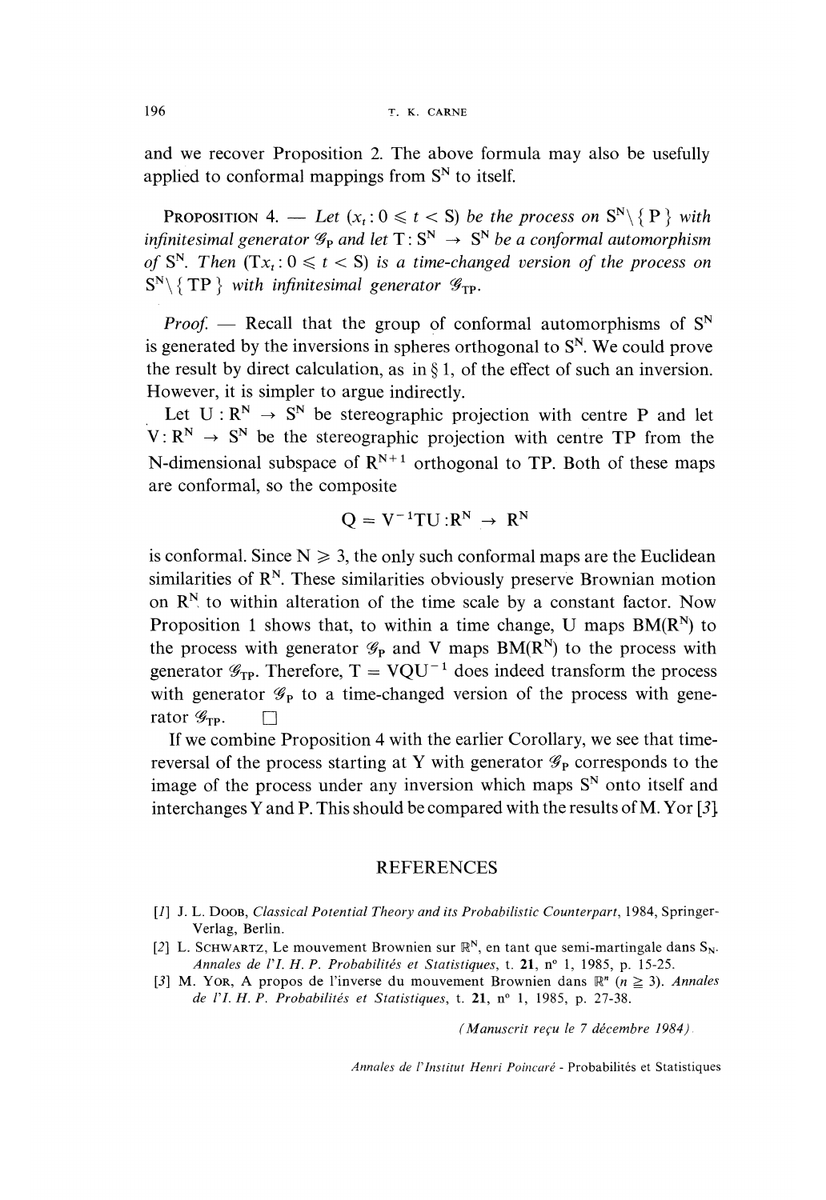and we recover Proposition 2. The above formula may also be usefully applied to conformal mappings from $S^N$ to itself.

PROPOSITION 4. — *Let $(x_t : 0 \leqslant t < S)$ be the process on $S^N \setminus \{ P \}$ with infinitesimal generator $\mathscr{G}_P$ and let $T : S^N \to S^N$ be a conformal automorphism of $S^N$. Then $(Tx_t : 0 \leqslant t < S)$ is a time-changed version of the process on $S^N \setminus \{ TP \}$ with infinitesimal generator $\mathscr{G}_{TP}$.*

*Proof.* — Recall that the group of conformal automorphisms of $S^N$ is generated by the inversions in spheres orthogonal to $S^N$. We could prove the result by direct calculation, as in § 1, of the effect of such an inversion. However, it is simpler to argue indirectly.

Let $U : R^N \to S^N$ be stereographic projection with centre P and let $V : R^N \to S^N$ be the stereographic projection with centre TP from the N-dimensional subspace of $R^{N+1}$ orthogonal to TP. Both of these maps are conformal, so the composite

$$Q = V^{-1}TU : R^N \to R^N$$

is conformal. Since $N \geqslant 3$, the only such conformal maps are the Euclidean similarities of $R^N$. These similarities obviously preserve Brownian motion on $R^N$ to within alteration of the time scale by a constant factor. Now Proposition 1 shows that, to within a time change, U maps $BM(R^N)$ to the process with generator $\mathscr{G}_P$ and V maps $BM(R^N)$ to the process with generator $\mathscr{G}_{TP}$. Therefore, $T = VQU^{-1}$ does indeed transform the process with generator $\mathscr{G}_P$ to a time-changed version of the process with generator $\mathscr{G}_{TP}$. □

If we combine Proposition 4 with the earlier Corollary, we see that time-reversal of the process starting at Y with generator $\mathscr{G}_P$ corresponds to the image of the process under any inversion which maps $S^N$ onto itself and interchanges Y and P. This should be compared with the results of M. Yor [3].

## REFERENCES

[1] J. L. DOOB, *Classical Potential Theory and its Probabilistic Counterpart*, 1984, Springer-Verlag, Berlin.

[2] L. SCHWARTZ, Le mouvement Brownien sur $\mathbb{R}^N$, en tant que semi-martingale dans $S_N$. *Annales de l'I. H. P. Probabilités et Statistiques*, t. **21**, n° 1, 1985, p. 15-25.

[3] M. YOR, A propos de l'inverse du mouvement Brownien dans $\mathbb{R}^n$ ($n \geqq 3$). *Annales de l'I. H. P. Probabilités et Statistiques*, t. **21**, n° 1, 1985, p. 27-38.

*(Manuscrit reçu le 7 décembre 1984)*